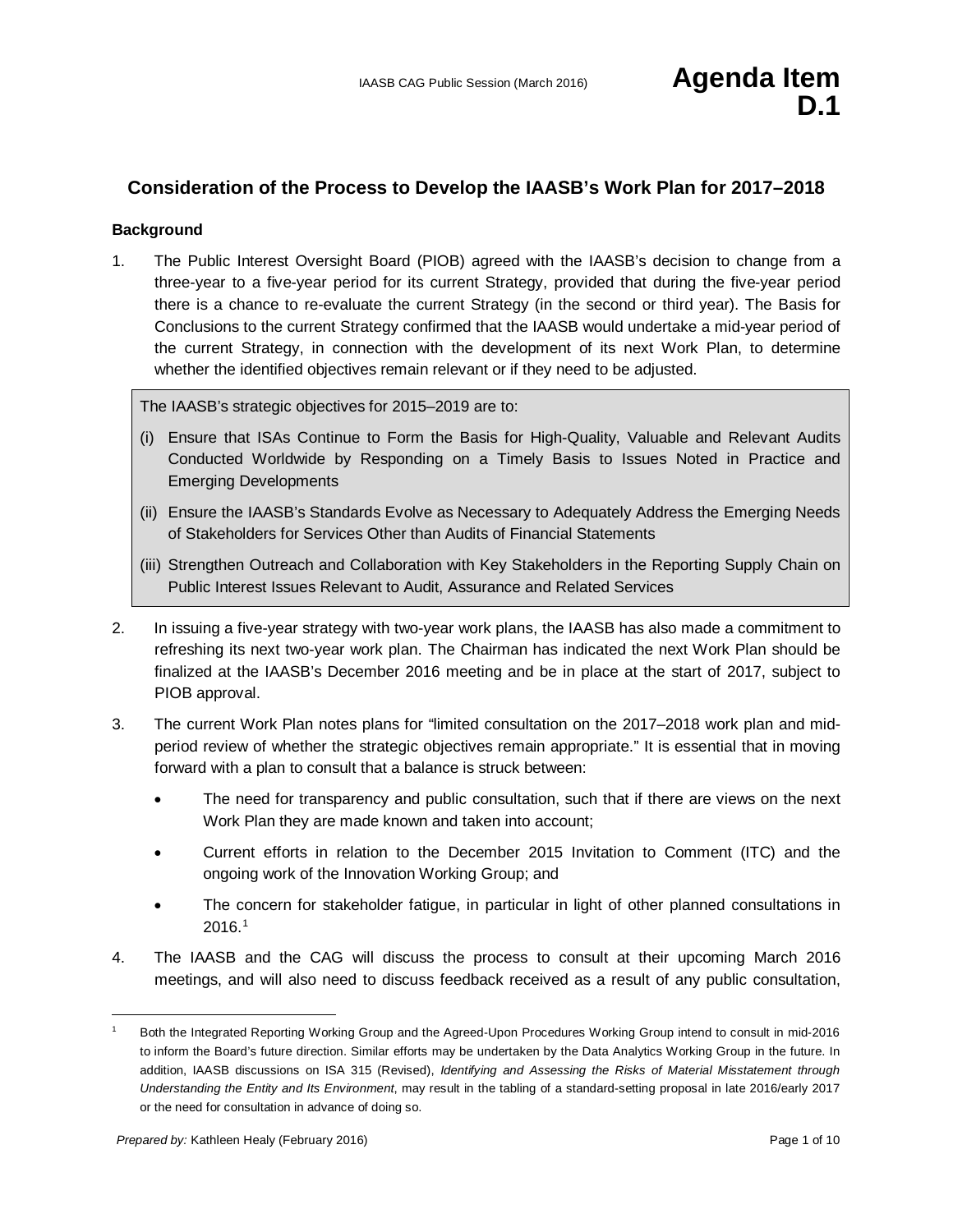# Agenda Item D.1

## Consideration of the Process to Develop the IAASB's Work Plan for 2017–2018

### Background

1. The Public Interest Oversight Board (PIOB) agreed with the IAASB's decision to change from a three-year to a five-year period for its current Strategy, provided that during the five-year period there is a chance to re-evaluate the current Strategy (in the second or third year). The Basis for Conclusions to the current Strategy confirmed that the IAASB would undertake a mid-year period of the current Strategy, in connection with the development of its next Work Plan, to determine whether the identified objectives remain relevant or if they need to be adjusted.

> The IAASB's strategic objectives for 2015–2019 are to:
>
> (i) Ensure that ISAs Continue to Form the Basis for High-Quality, Valuable and Relevant Audits Conducted Worldwide by Responding on a Timely Basis to Issues Noted in Practice and Emerging Developments
>
> (ii) Ensure the IAASB's Standards Evolve as Necessary to Adequately Address the Emerging Needs of Stakeholders for Services Other than Audits of Financial Statements
>
> (iii) Strengthen Outreach and Collaboration with Key Stakeholders in the Reporting Supply Chain on Public Interest Issues Relevant to Audit, Assurance and Related Services

2. In issuing a five-year strategy with two-year work plans, the IAASB has also made a commitment to refreshing its next two-year work plan. The Chairman has indicated the next Work Plan should be finalized at the IAASB's December 2016 meeting and be in place at the start of 2017, subject to PIOB approval.

3. The current Work Plan notes plans for "limited consultation on the 2017–2018 work plan and mid-period review of whether the strategic objectives remain appropriate." It is essential that in moving forward with a plan to consult that a balance is struck between:

   - The need for transparency and public consultation, such that if there are views on the next Work Plan they are made known and taken into account;
   - Current efforts in relation to the December 2015 Invitation to Comment (ITC) and the ongoing work of the Innovation Working Group; and
   - The concern for stakeholder fatigue, in particular in light of other planned consultations in 2016.[1]

4. The IAASB and the CAG will discuss the process to consult at their upcoming March 2016 meetings, and will also need to discuss feedback received as a result of any public consultation,

---

[1] Both the Integrated Reporting Working Group and the Agreed-Upon Procedures Working Group intend to consult in mid-2016 to inform the Board's future direction. Similar efforts may be undertaken by the Data Analytics Working Group in the future. In addition, IAASB discussions on ISA 315 (Revised), *Identifying and Assessing the Risks of Material Misstatement through Understanding the Entity and Its Environment*, may result in the tabling of a standard-setting proposal in late 2016/early 2017 or the need for consultation in advance of doing so.

*Prepared by:* Kathleen Healy (February 2016)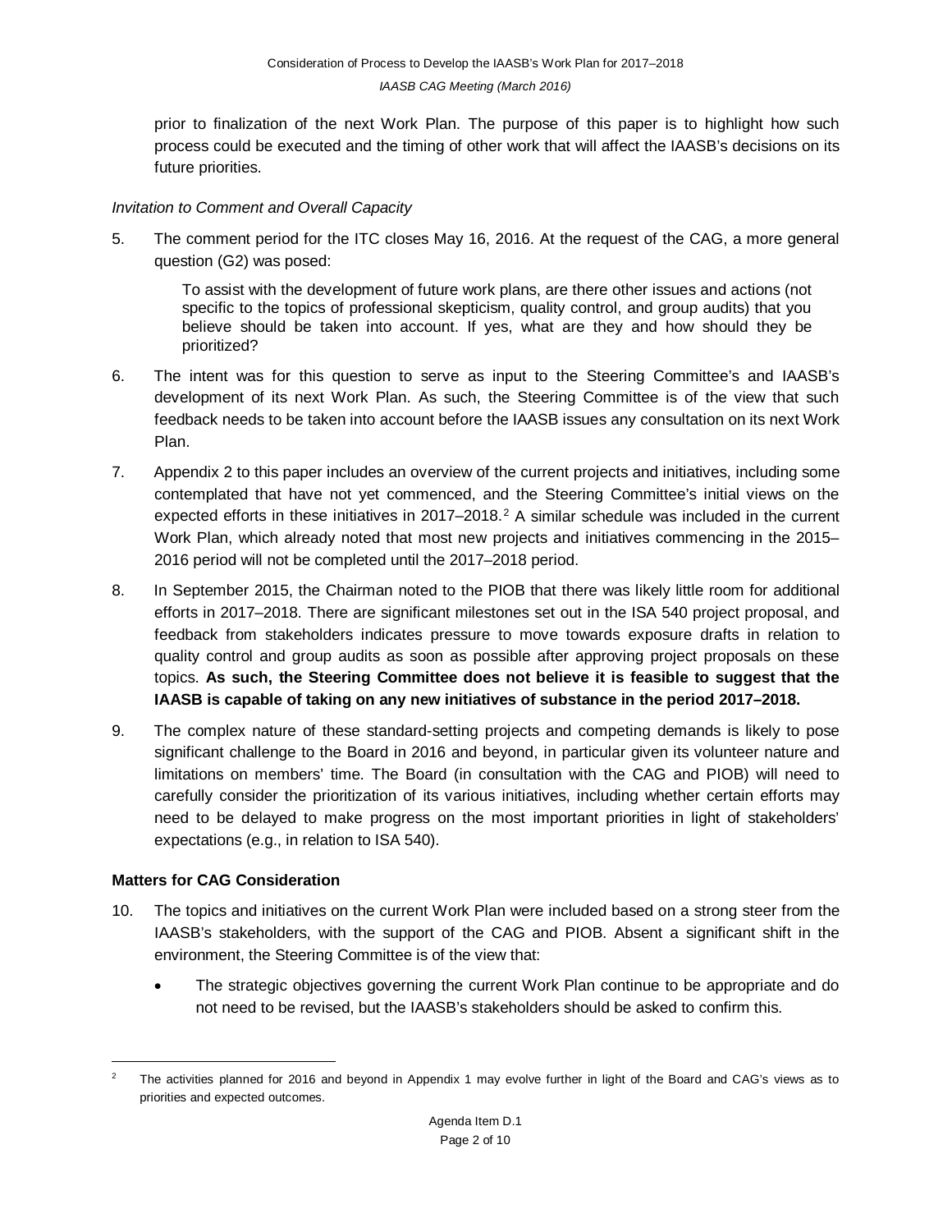prior to finalization of the next Work Plan. The purpose of this paper is to highlight how such process could be executed and the timing of other work that will affect the IAASB's decisions on its future priorities.

*Invitation to Comment and Overall Capacity*

5. The comment period for the ITC closes May 16, 2016. At the request of the CAG, a more general question (G2) was posed:

   > To assist with the development of future work plans, are there other issues and actions (not specific to the topics of professional skepticism, quality control, and group audits) that you believe should be taken into account. If yes, what are they and how should they be prioritized?

6. The intent was for this question to serve as input to the Steering Committee's and IAASB's development of its next Work Plan. As such, the Steering Committee is of the view that such feedback needs to be taken into account before the IAASB issues any consultation on its next Work Plan.

7. Appendix 2 to this paper includes an overview of the current projects and initiatives, including some contemplated that have not yet commenced, and the Steering Committee's initial views on the expected efforts in these initiatives in 2017–2018.[2] A similar schedule was included in the current Work Plan, which already noted that most new projects and initiatives commencing in the 2015–2016 period will not be completed until the 2017–2018 period.

8. In September 2015, the Chairman noted to the PIOB that there was likely little room for additional efforts in 2017–2018. There are significant milestones set out in the ISA 540 project proposal, and feedback from stakeholders indicates pressure to move towards exposure drafts in relation to quality control and group audits as soon as possible after approving project proposals on these topics. **As such, the Steering Committee does not believe it is feasible to suggest that the IAASB is capable of taking on any new initiatives of substance in the period 2017–2018.**

9. The complex nature of these standard-setting projects and competing demands is likely to pose significant challenge to the Board in 2016 and beyond, in particular given its volunteer nature and limitations on members' time. The Board (in consultation with the CAG and PIOB) will need to carefully consider the prioritization of its various initiatives, including whether certain efforts may need to be delayed to make progress on the most important priorities in light of stakeholders' expectations (e.g., in relation to ISA 540).

**Matters for CAG Consideration**

10. The topics and initiatives on the current Work Plan were included based on a strong steer from the IAASB's stakeholders, with the support of the CAG and PIOB. Absent a significant shift in the environment, the Steering Committee is of the view that:

   - The strategic objectives governing the current Work Plan continue to be appropriate and do not need to be revised, but the IAASB's stakeholders should be asked to confirm this.

---

[2] The activities planned for 2016 and beyond in Appendix 1 may evolve further in light of the Board and CAG's views as to priorities and expected outcomes.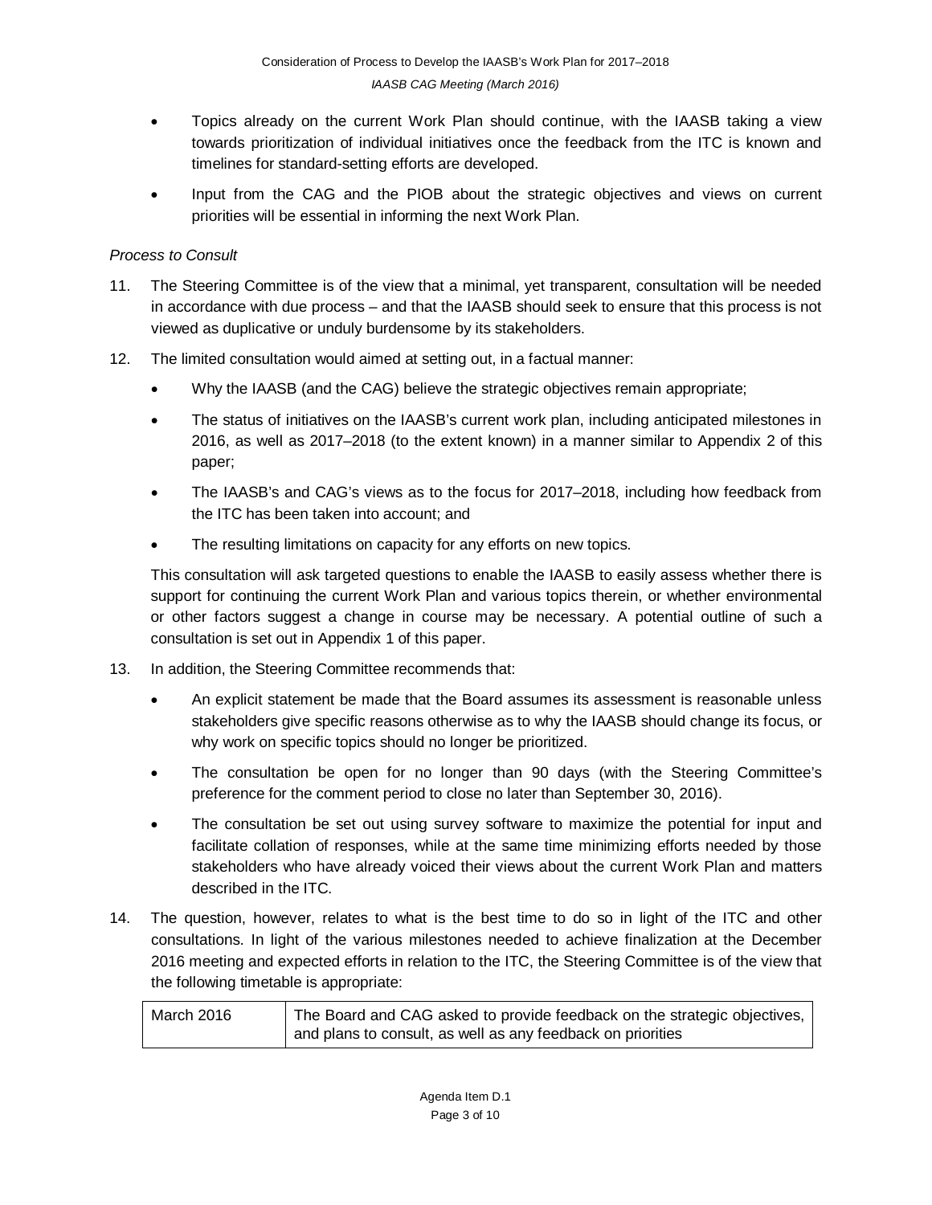- Topics already on the current Work Plan should continue, with the IAASB taking a view towards prioritization of individual initiatives once the feedback from the ITC is known and timelines for standard-setting efforts are developed.
- Input from the CAG and the PIOB about the strategic objectives and views on current priorities will be essential in informing the next Work Plan.

*Process to Consult*

11. The Steering Committee is of the view that a minimal, yet transparent, consultation will be needed in accordance with due process – and that the IAASB should seek to ensure that this process is not viewed as duplicative or unduly burdensome by its stakeholders.

12. The limited consultation would aimed at setting out, in a factual manner:
    - Why the IAASB (and the CAG) believe the strategic objectives remain appropriate;
    - The status of initiatives on the IAASB's current work plan, including anticipated milestones in 2016, as well as 2017–2018 (to the extent known) in a manner similar to Appendix 2 of this paper;
    - The IAASB's and CAG's views as to the focus for 2017–2018, including how feedback from the ITC has been taken into account; and
    - The resulting limitations on capacity for any efforts on new topics.

    This consultation will ask targeted questions to enable the IAASB to easily assess whether there is support for continuing the current Work Plan and various topics therein, or whether environmental or other factors suggest a change in course may be necessary. A potential outline of such a consultation is set out in Appendix 1 of this paper.

13. In addition, the Steering Committee recommends that:
    - An explicit statement be made that the Board assumes its assessment is reasonable unless stakeholders give specific reasons otherwise as to why the IAASB should change its focus, or why work on specific topics should no longer be prioritized.
    - The consultation be open for no longer than 90 days (with the Steering Committee's preference for the comment period to close no later than September 30, 2016).
    - The consultation be set out using survey software to maximize the potential for input and facilitate collation of responses, while at the same time minimizing efforts needed by those stakeholders who have already voiced their views about the current Work Plan and matters described in the ITC.

14. The question, however, relates to what is the best time to do so in light of the ITC and other consultations. In light of the various milestones needed to achieve finalization at the December 2016 meeting and expected efforts in relation to the ITC, the Steering Committee is of the view that the following timetable is appropriate:

| | |
|---|---|
| March 2016 | The Board and CAG asked to provide feedback on the strategic objectives, and plans to consult, as well as any feedback on priorities |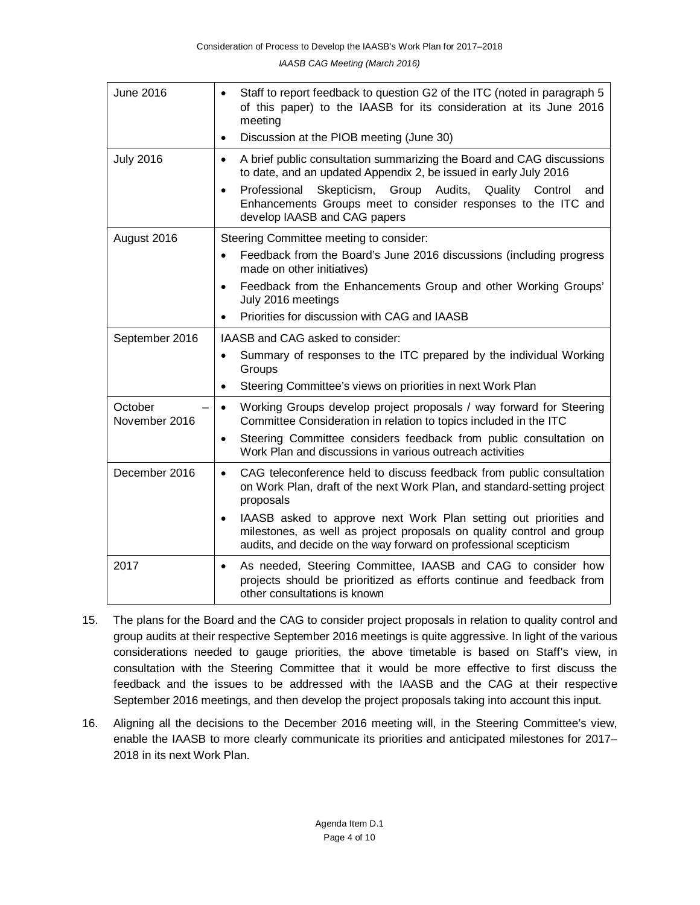| | |
|---|---|
| June 2016 | • Staff to report feedback to question G2 of the ITC (noted in paragraph 5 of this paper) to the IAASB for its consideration at its June 2016 meeting<br>• Discussion at the PIOB meeting (June 30) |
| July 2016 | • A brief public consultation summarizing the Board and CAG discussions to date, and an updated Appendix 2, be issued in early July 2016<br>• Professional Skepticism, Group Audits, Quality Control and Enhancements Groups meet to consider responses to the ITC and develop IAASB and CAG papers |
| August 2016 | Steering Committee meeting to consider:<br>• Feedback from the Board's June 2016 discussions (including progress made on other initiatives)<br>• Feedback from the Enhancements Group and other Working Groups' July 2016 meetings<br>• Priorities for discussion with CAG and IAASB |
| September 2016 | IAASB and CAG asked to consider:<br>• Summary of responses to the ITC prepared by the individual Working Groups<br>• Steering Committee's views on priorities in next Work Plan |
| October – November 2016 | • Working Groups develop project proposals / way forward for Steering Committee Consideration in relation to topics included in the ITC<br>• Steering Committee considers feedback from public consultation on Work Plan and discussions in various outreach activities |
| December 2016 | • CAG teleconference held to discuss feedback from public consultation on Work Plan, draft of the next Work Plan, and standard-setting project proposals<br>• IAASB asked to approve next Work Plan setting out priorities and milestones, as well as project proposals on quality control and group audits, and decide on the way forward on professional scepticism |
| 2017 | • As needed, Steering Committee, IAASB and CAG to consider how projects should be prioritized as efforts continue and feedback from other consultations is known |

15. The plans for the Board and the CAG to consider project proposals in relation to quality control and group audits at their respective September 2016 meetings is quite aggressive. In light of the various considerations needed to gauge priorities, the above timetable is based on Staff's view, in consultation with the Steering Committee that it would be more effective to first discuss the feedback and the issues to be addressed with the IAASB and the CAG at their respective September 2016 meetings, and then develop the project proposals taking into account this input.

16. Aligning all the decisions to the December 2016 meeting will, in the Steering Committee's view, enable the IAASB to more clearly communicate its priorities and anticipated milestones for 2017–2018 in its next Work Plan.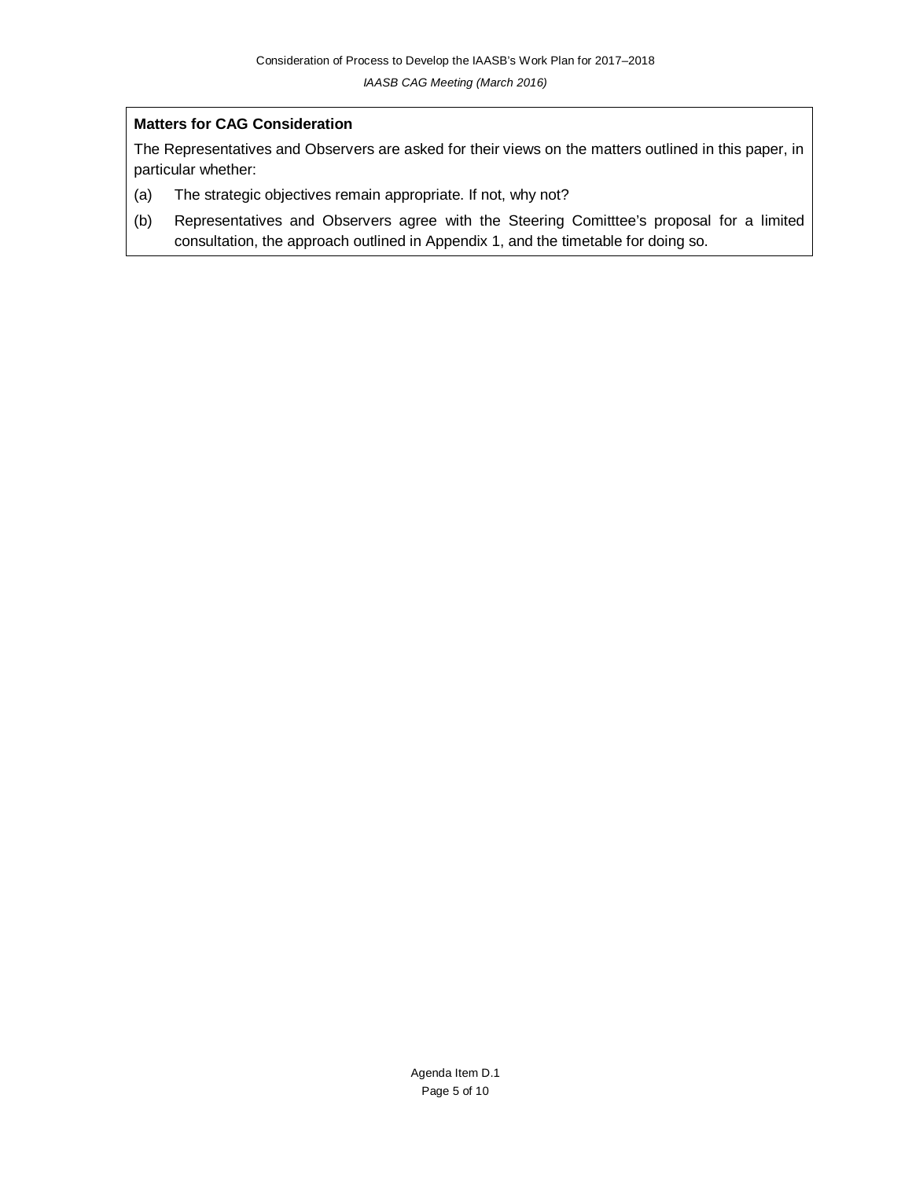**Matters for CAG Consideration**

The Representatives and Observers are asked for their views on the matters outlined in this paper, in particular whether:

(a) The strategic objectives remain appropriate. If not, why not?

(b) Representatives and Observers agree with the Steering Comitttee's proposal for a limited consultation, the approach outlined in Appendix 1, and the timetable for doing so.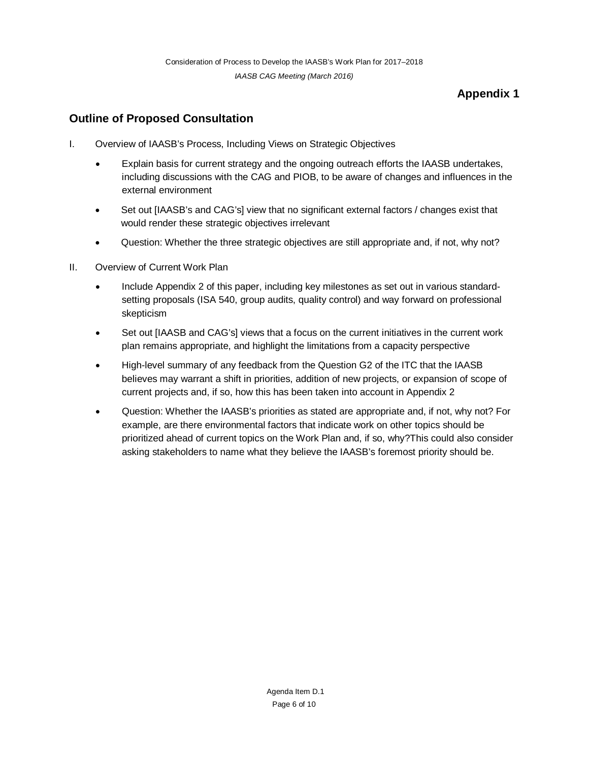**Appendix 1**

## Outline of Proposed Consultation

I. Overview of IAASB's Process, Including Views on Strategic Objectives

- Explain basis for current strategy and the ongoing outreach efforts the IAASB undertakes, including discussions with the CAG and PIOB, to be aware of changes and influences in the external environment
- Set out [IAASB's and CAG's] view that no significant external factors / changes exist that would render these strategic objectives irrelevant
- Question: Whether the three strategic objectives are still appropriate and, if not, why not?

II. Overview of Current Work Plan

- Include Appendix 2 of this paper, including key milestones as set out in various standard-setting proposals (ISA 540, group audits, quality control) and way forward on professional skepticism
- Set out [IAASB and CAG's] views that a focus on the current initiatives in the current work plan remains appropriate, and highlight the limitations from a capacity perspective
- High-level summary of any feedback from the Question G2 of the ITC that the IAASB believes may warrant a shift in priorities, addition of new projects, or expansion of scope of current projects and, if so, how this has been taken into account in Appendix 2
- Question: Whether the IAASB's priorities as stated are appropriate and, if not, why not? For example, are there environmental factors that indicate work on other topics should be prioritized ahead of current topics on the Work Plan and, if so, why?This could also consider asking stakeholders to name what they believe the IAASB's foremost priority should be.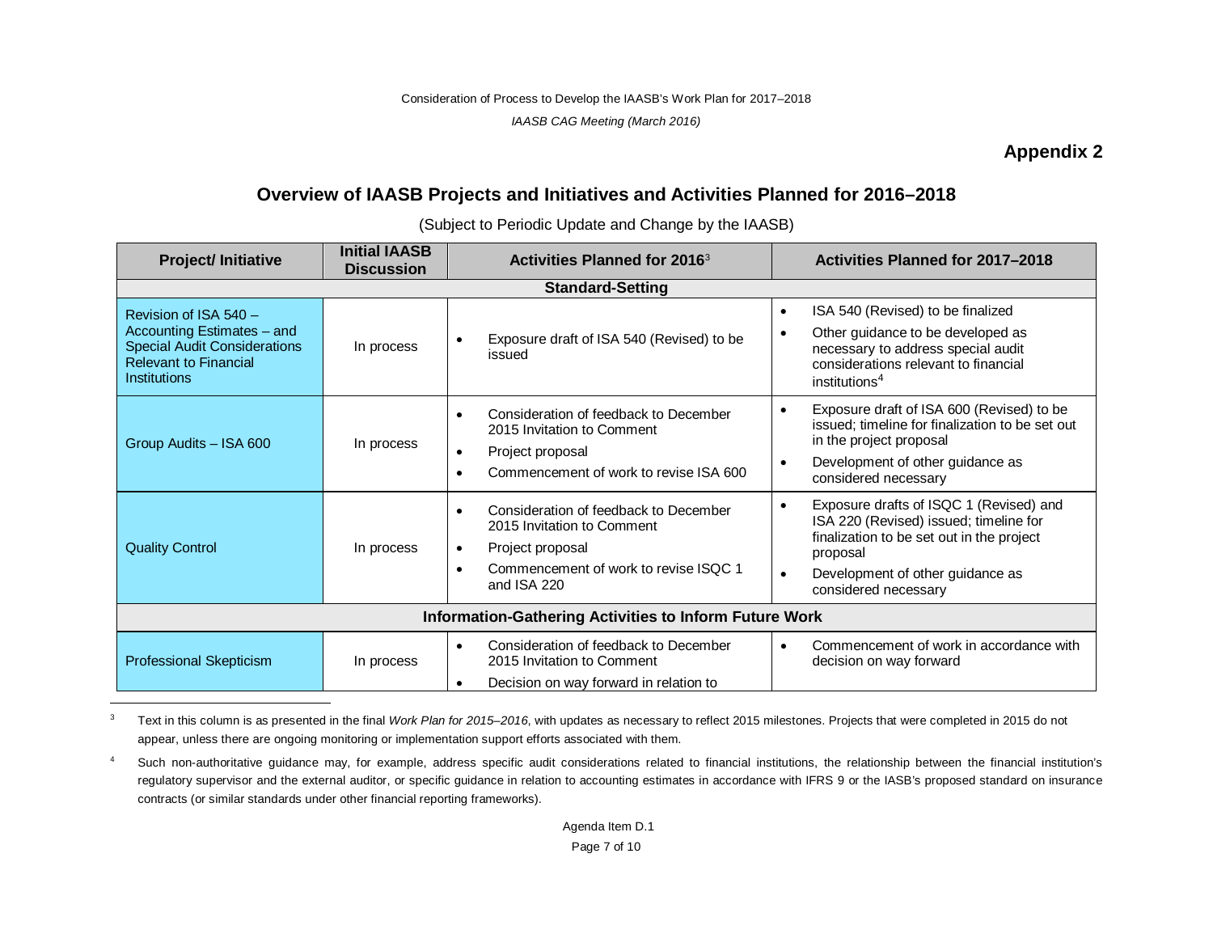## Appendix 2

# Overview of IAASB Projects and Initiatives and Activities Planned for 2016–2018

(Subject to Periodic Update and Change by the IAASB)

| Project/ Initiative | Initial IAASB Discussion | Activities Planned for 2016[3] | Activities Planned for 2017–2018 |
|---|---|---|---|
| **Standard-Setting** | | | |
| Revision of ISA 540 – Accounting Estimates – and Special Audit Considerations Relevant to Financial Institutions | In process | • Exposure draft of ISA 540 (Revised) to be issued | • ISA 540 (Revised) to be finalized<br>• Other guidance to be developed as necessary to address special audit considerations relevant to financial institutions[4] |
| Group Audits – ISA 600 | In process | • Consideration of feedback to December 2015 Invitation to Comment<br>• Project proposal<br>• Commencement of work to revise ISA 600 | • Exposure draft of ISA 600 (Revised) to be issued; timeline for finalization to be set out in the project proposal<br>• Development of other guidance as considered necessary |
| Quality Control | In process | • Consideration of feedback to December 2015 Invitation to Comment<br>• Project proposal<br>• Commencement of work to revise ISQC 1 and ISA 220 | • Exposure drafts of ISQC 1 (Revised) and ISA 220 (Revised) issued; timeline for finalization to be set out in the project proposal<br>• Development of other guidance as considered necessary |
| **Information-Gathering Activities to Inform Future Work** | | | |
| Professional Skepticism | In process | • Consideration of feedback to December 2015 Invitation to Comment<br>• Decision on way forward in relation to | • Commencement of work in accordance with decision on way forward |

[3] Text in this column is as presented in the final *Work Plan for 2015–2016*, with updates as necessary to reflect 2015 milestones. Projects that were completed in 2015 do not appear, unless there are ongoing monitoring or implementation support efforts associated with them.

[4] Such non-authoritative guidance may, for example, address specific audit considerations related to financial institutions, the relationship between the financial institution's regulatory supervisor and the external auditor, or specific guidance in relation to accounting estimates in accordance with IFRS 9 or the IASB's proposed standard on insurance contracts (or similar standards under other financial reporting frameworks).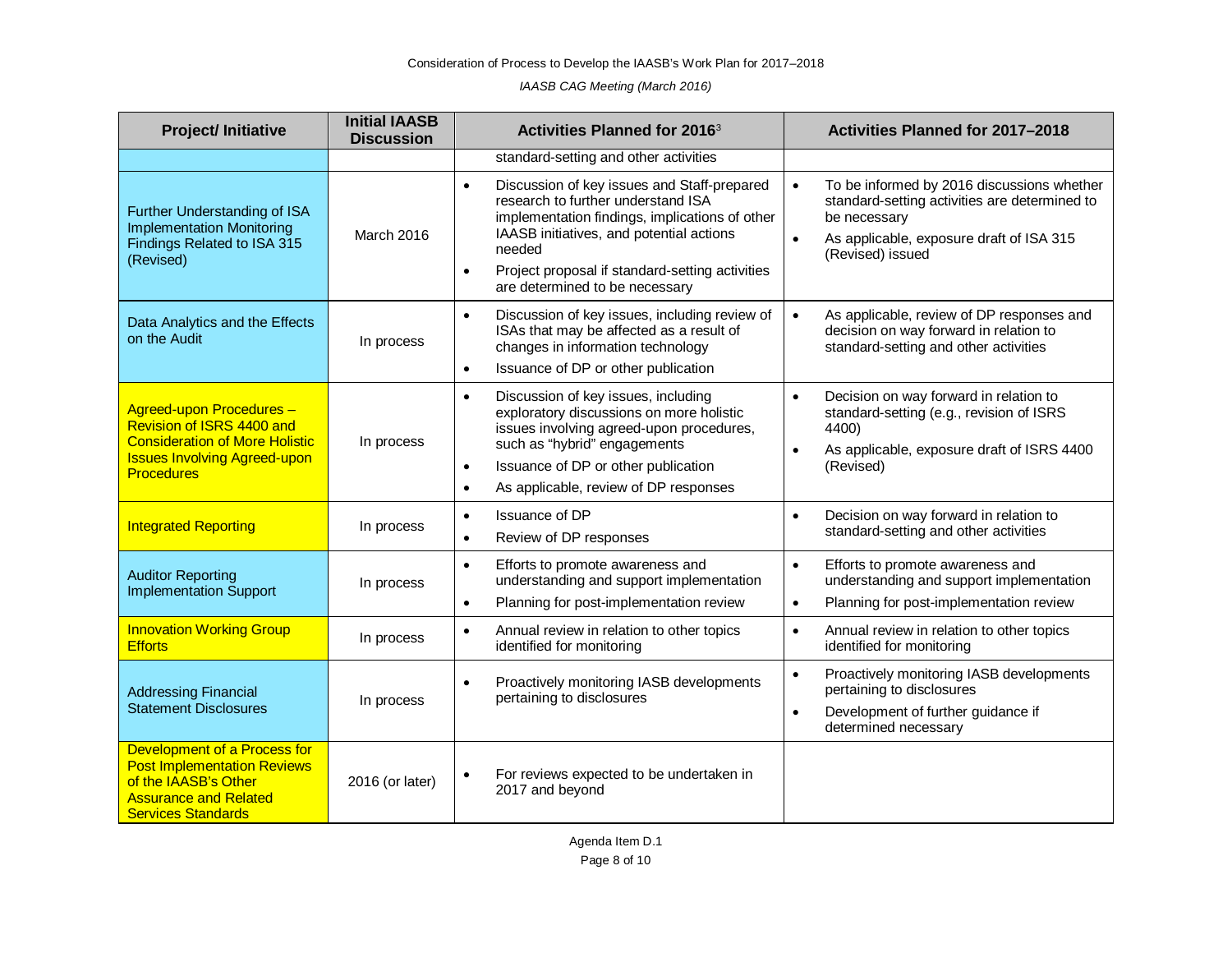| Project/ Initiative | Initial IAASB Discussion | Activities Planned for 2016[3] | Activities Planned for 2017–2018 |
| --- | --- | --- | --- |
| | | standard-setting and other activities | |
| Further Understanding of ISA Implementation Monitoring Findings Related to ISA 315 (Revised) | March 2016 | • Discussion of key issues and Staff-prepared research to further understand ISA implementation findings, implications of other IAASB initiatives, and potential actions needed<br>• Project proposal if standard-setting activities are determined to be necessary | • To be informed by 2016 discussions whether standard-setting activities are determined to be necessary<br>• As applicable, exposure draft of ISA 315 (Revised) issued |
| Data Analytics and the Effects on the Audit | In process | • Discussion of key issues, including review of ISAs that may be affected as a result of changes in information technology<br>• Issuance of DP or other publication | • As applicable, review of DP responses and decision on way forward in relation to standard-setting and other activities |
| Agreed-upon Procedures – Revision of ISRS 4400 and Consideration of More Holistic Issues Involving Agreed-upon Procedures | In process | • Discussion of key issues, including exploratory discussions on more holistic issues involving agreed-upon procedures, such as "hybrid" engagements<br>• Issuance of DP or other publication<br>• As applicable, review of DP responses | • Decision on way forward in relation to standard-setting (e.g., revision of ISRS 4400)<br>• As applicable, exposure draft of ISRS 4400 (Revised) |
| Integrated Reporting | In process | • Issuance of DP<br>• Review of DP responses | • Decision on way forward in relation to standard-setting and other activities |
| Auditor Reporting Implementation Support | In process | • Efforts to promote awareness and understanding and support implementation<br>• Planning for post-implementation review | • Efforts to promote awareness and understanding and support implementation<br>• Planning for post-implementation review |
| Innovation Working Group Efforts | In process | • Annual review in relation to other topics identified for monitoring | • Annual review in relation to other topics identified for monitoring |
| Addressing Financial Statement Disclosures | In process | • Proactively monitoring IASB developments pertaining to disclosures | • Proactively monitoring IASB developments pertaining to disclosures<br>• Development of further guidance if determined necessary |
| Development of a Process for Post Implementation Reviews of the IAASB's Other Assurance and Related Services Standards | 2016 (or later) | • For reviews expected to be undertaken in 2017 and beyond | |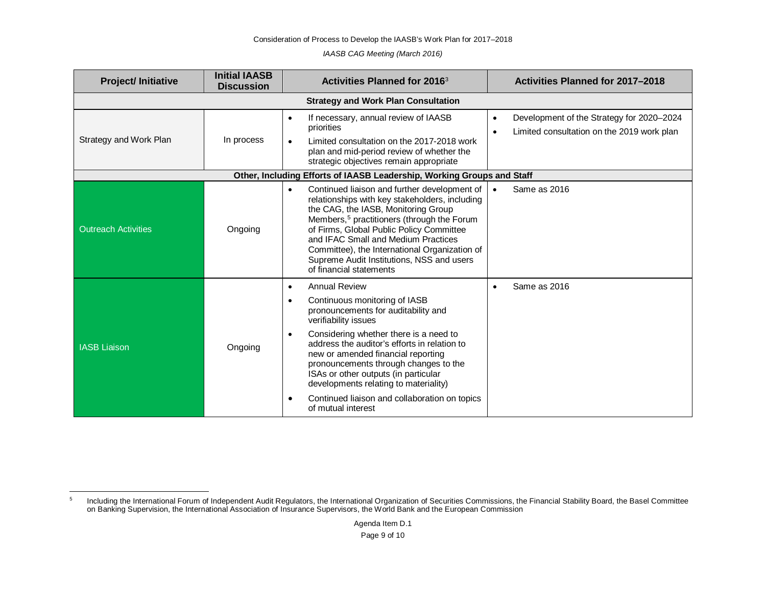| Project/ Initiative | Initial IAASB Discussion | Activities Planned for 2016[3] | Activities Planned for 2017–2018 |
|---|---|---|---|
| **Strategy and Work Plan Consultation** | | | |
| Strategy and Work Plan | In process | • If necessary, annual review of IAASB priorities<br>• Limited consultation on the 2017-2018 work plan and mid-period review of whether the strategic objectives remain appropriate | • Development of the Strategy for 2020–2024<br>• Limited consultation on the 2019 work plan |
| **Other, Including Efforts of IAASB Leadership, Working Groups and Staff** | | | |
| Outreach Activities | Ongoing | • Continued liaison and further development of relationships with key stakeholders, including the CAG, the IASB, Monitoring Group Members,[5] practitioners (through the Forum of Firms, Global Public Policy Committee and IFAC Small and Medium Practices Committee), the International Organization of Supreme Audit Institutions, NSS and users of financial statements | • Same as 2016 |
| IASB Liaison | Ongoing | • Annual Review<br>• Continuous monitoring of IASB pronouncements for auditability and verifiability issues<br>• Considering whether there is a need to address the auditor's efforts in relation to new or amended financial reporting pronouncements through changes to the ISAs or other outputs (in particular developments relating to materiality)<br>• Continued liaison and collaboration on topics of mutual interest | • Same as 2016 |

[5] Including the International Forum of Independent Audit Regulators, the International Organization of Securities Commissions, the Financial Stability Board, the Basel Committee on Banking Supervision, the International Association of Insurance Supervisors, the World Bank and the European Commission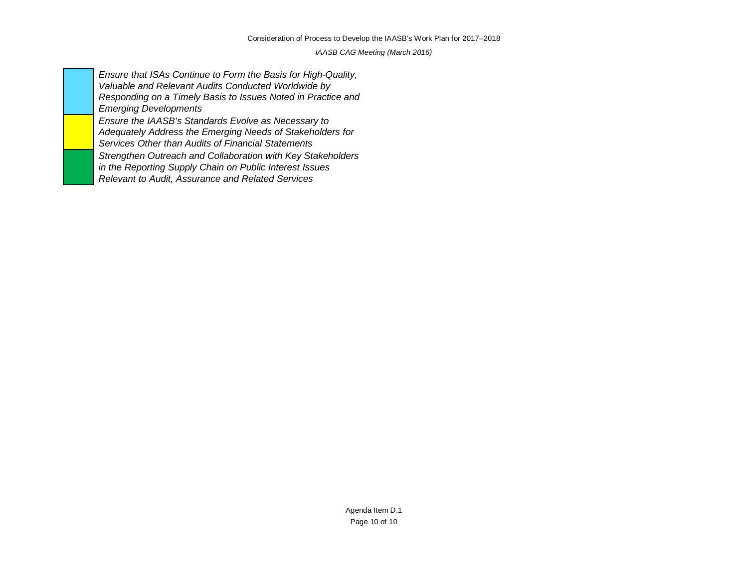| | |
|---|---|
| | *Ensure that ISAs Continue to Form the Basis for High-Quality, Valuable and Relevant Audits Conducted Worldwide by Responding on a Timely Basis to Issues Noted in Practice and Emerging Developments* |
| | *Ensure the IAASB's Standards Evolve as Necessary to Adequately Address the Emerging Needs of Stakeholders for Services Other than Audits of Financial Statements* |
| | *Strengthen Outreach and Collaboration with Key Stakeholders in the Reporting Supply Chain on Public Interest Issues Relevant to Audit, Assurance and Related Services* |